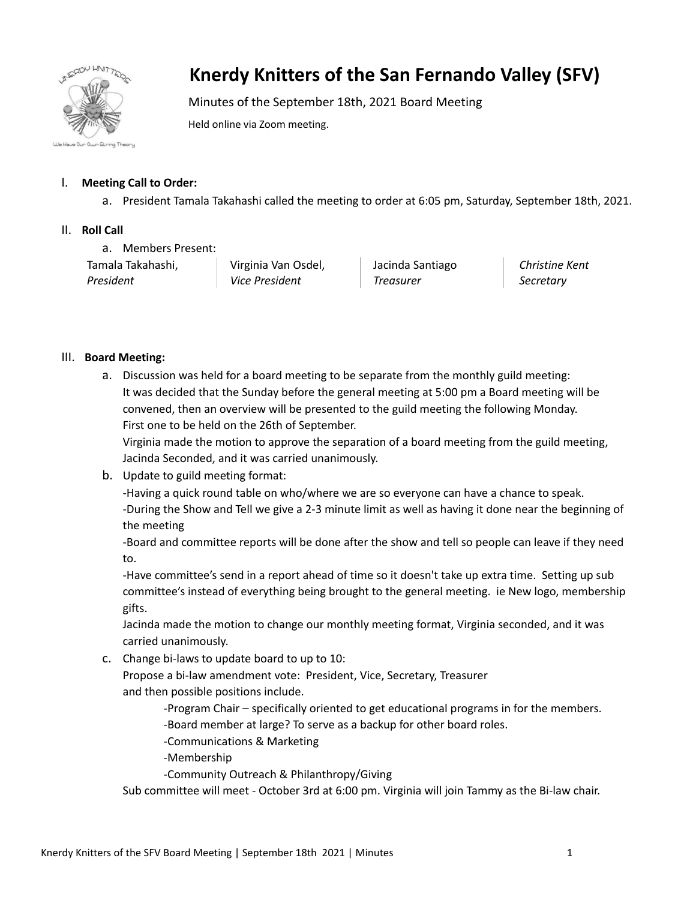# Knerdy Knitters of the San Fernando Valley (SFV)

Minutes of the September 18th, 2021 Board Meeting

Held online via Zoom meeting.

I. **Meeting Call to Order:**
   a. President Tamala Takahashi called the meeting to order at 6:05 pm, Saturday, September 18th, 2021.

II. **Roll Call**
   a. Members Present:

| Tamala Takahashi, *President* | Virginia Van Osdel, *Vice President* | Jacinda Santiago *Treasurer* | *Christine Kent Secretary* |
|---|---|---|---|

III. **Board Meeting:**
   a. Discussion was held for a board meeting to be separate from the monthly guild meeting:
      It was decided that the Sunday before the general meeting at 5:00 pm a Board meeting will be convened, then an overview will be presented to the guild meeting the following Monday.
      First one to be held on the 26th of September.
      Virginia made the motion to approve the separation of a board meeting from the guild meeting, Jacinda Seconded, and it was carried unanimously.
   b. Update to guild meeting format:
      -Having a quick round table on who/where we are so everyone can have a chance to speak.
      -During the Show and Tell we give a 2-3 minute limit as well as having it done near the beginning of the meeting
      -Board and committee reports will be done after the show and tell so people can leave if they need to.
      -Have committee's send in a report ahead of time so it doesn't take up extra time. Setting up sub committee's instead of everything being brought to the general meeting. ie New logo, membership gifts.
      Jacinda made the motion to change our monthly meeting format, Virginia seconded, and it was carried unanimously.
   c. Change bi-laws to update board to up to 10:
      Propose a bi-law amendment vote: President, Vice, Secretary, Treasurer
      and then possible positions include.
         -Program Chair – specifically oriented to get educational programs in for the members.
         -Board member at large? To serve as a backup for other board roles.
         -Communications & Marketing
         -Membership
         -Community Outreach & Philanthropy/Giving
      Sub committee will meet - October 3rd at 6:00 pm. Virginia will join Tammy as the Bi-law chair.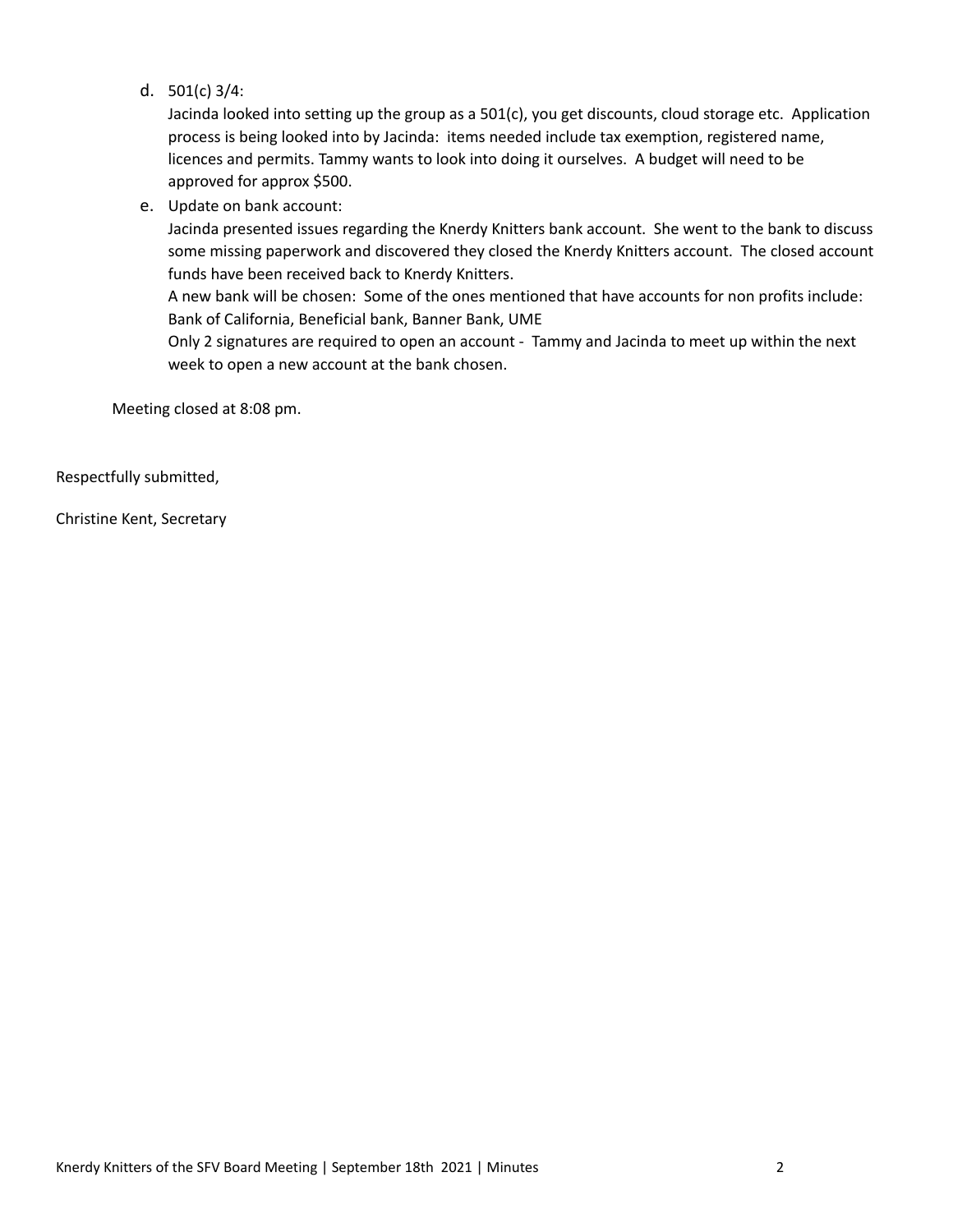d. 501(c) 3/4:
   Jacinda looked into setting up the group as a 501(c), you get discounts, cloud storage etc. Application process is being looked into by Jacinda: items needed include tax exemption, registered name, licences and permits. Tammy wants to look into doing it ourselves. A budget will need to be approved for approx $500.

e. Update on bank account:
   Jacinda presented issues regarding the Knerdy Knitters bank account. She went to the bank to discuss some missing paperwork and discovered they closed the Knerdy Knitters account. The closed account funds have been received back to Knerdy Knitters.
   A new bank will be chosen: Some of the ones mentioned that have accounts for non profits include: Bank of California, Beneficial bank, Banner Bank, UME
   Only 2 signatures are required to open an account - Tammy and Jacinda to meet up within the next week to open a new account at the bank chosen.

Meeting closed at 8:08 pm.

Respectfully submitted,

Christine Kent, Secretary